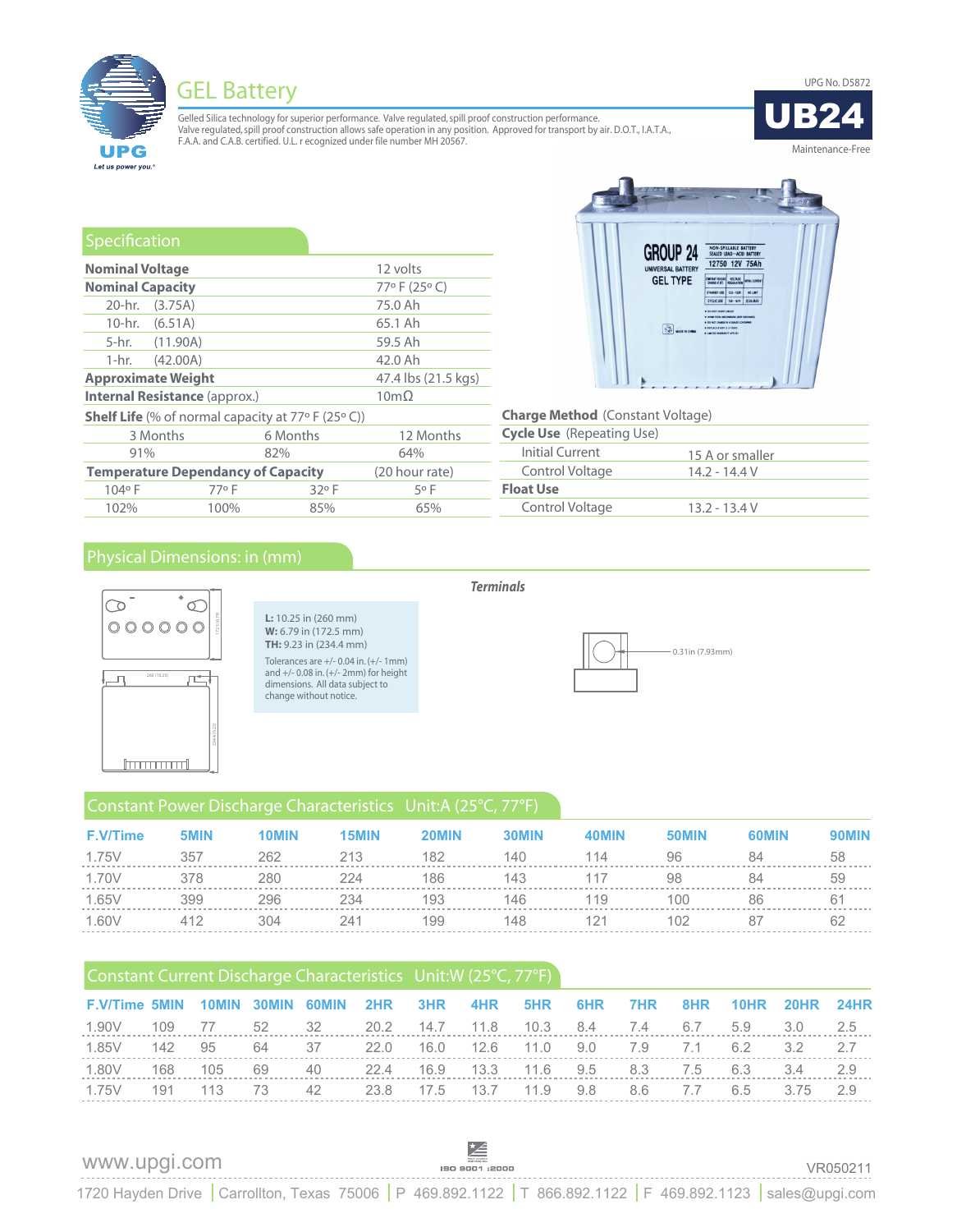UPG

Let us power you.

# GEL Battery

Gelled Silica technology for superior performance. Valve regulated, spill proof construction performance.
Valve regulated, spill proof construction allows safe operation in any position. Approved for transport by air. D.O.T., I.A.T.A., F.A.A. and C.A.B. certified. U.L. r ecognized under file number MH 20567.

UPG No. D5872

# UB24

Maintenance-Free

## Specification

| | |
|---|---|
| **Nominal Voltage** | 12 volts |
| **Nominal Capacity** | 77° F (25° C) |
| 20-hr. (3.75A) | 75.0 Ah |
| 10-hr. (6.51A) | 65.1 Ah |
| 5-hr. (11.90A) | 59.5 Ah |
| 1-hr. (42.00A) | 42.0 Ah |
| **Approximate Weight** | 47.4 lbs (21.5 kgs) |
| **Internal Resistance** (approx.) | 10mΩ |

**Shelf Life** (% of normal capacity at 77° F (25° C))

| 3 Months | 6 Months | 12 Months |
|---|---|---|
| 91% | 82% | 64% |

**Temperature Dependancy of Capacity** (20 hour rate)

| 104° F | 77° F | 32° F | 5° F |
|---|---|---|---|
| 102% | 100% | 85% | 65% |

**Charge Method** (Constant Voltage)

| | |
|---|---|
| **Cycle Use** (Repeating Use) | |
| Initial Current | 15 A or smaller |
| Control Voltage | 14.2 - 14.4 V |
| **Float Use** | |
| Control Voltage | 13.2 - 13.4 V |

## Physical Dimensions: in (mm)

**L:** 10.25 in (260 mm)
**W:** 6.79 in (172.5 mm)
**TH:** 9.23 in (234.4 mm)

Tolerances are +/- 0.04 in. (+/- 1mm) and +/- 0.08 in. (+/- 2mm) for height dimensions. All data subject to change without notice.

*Terminals*

0.31in (7.93mm)

## Constant Power Discharge Characteristics Unit:A (25°C, 77°F)

| F.V/Time | 5MIN | 10MIN | 15MIN | 20MIN | 30MIN | 40MIN | 50MIN | 60MIN | 90MIN |
|---|---|---|---|---|---|---|---|---|---|
| 1.75V | 357 | 262 | 213 | 182 | 140 | 114 | 96 | 84 | 58 |
| 1.70V | 378 | 280 | 224 | 186 | 143 | 117 | 98 | 84 | 59 |
| 1.65V | 399 | 296 | 234 | 193 | 146 | 119 | 100 | 86 | 61 |
| 1.60V | 412 | 304 | 241 | 199 | 148 | 121 | 102 | 87 | 62 |

## Constant Current Discharge Characteristics Unit:W (25°C, 77°F)

| F.V/Time | 5MIN | 10MIN | 30MIN | 60MIN | 2HR | 3HR | 4HR | 5HR | 6HR | 7HR | 8HR | 10HR | 20HR | 24HR |
|---|---|---|---|---|---|---|---|---|---|---|---|---|---|---|
| 1.90V | 109 | 77 | 52 | 32 | 20.2 | 14.7 | 11.8 | 10.3 | 8.4 | 7.4 | 6.7 | 5.9 | 3.0 | 2.5 |
| 1.85V | 142 | 95 | 64 | 37 | 22.0 | 16.0 | 12.6 | 11.0 | 9.0 | 7.9 | 7.1 | 6.2 | 3.2 | 2.7 |
| 1.80V | 168 | 105 | 69 | 40 | 22.4 | 16.9 | 13.3 | 11.6 | 9.5 | 8.3 | 7.5 | 6.3 | 3.4 | 2.9 |
| 1.75V | 191 | 113 | 73 | 42 | 23.8 | 17.5 | 13.7 | 11.9 | 9.8 | 8.6 | 7.7 | 6.5 | 3.75 | 2.9 |

www.upgi.com

ISO 9001 :2000

VR050211

1720 Hayden Drive | Carrollton, Texas 75006 | P 469.892.1122 | T 866.892.1122 | F 469.892.1123 | sales@upgi.com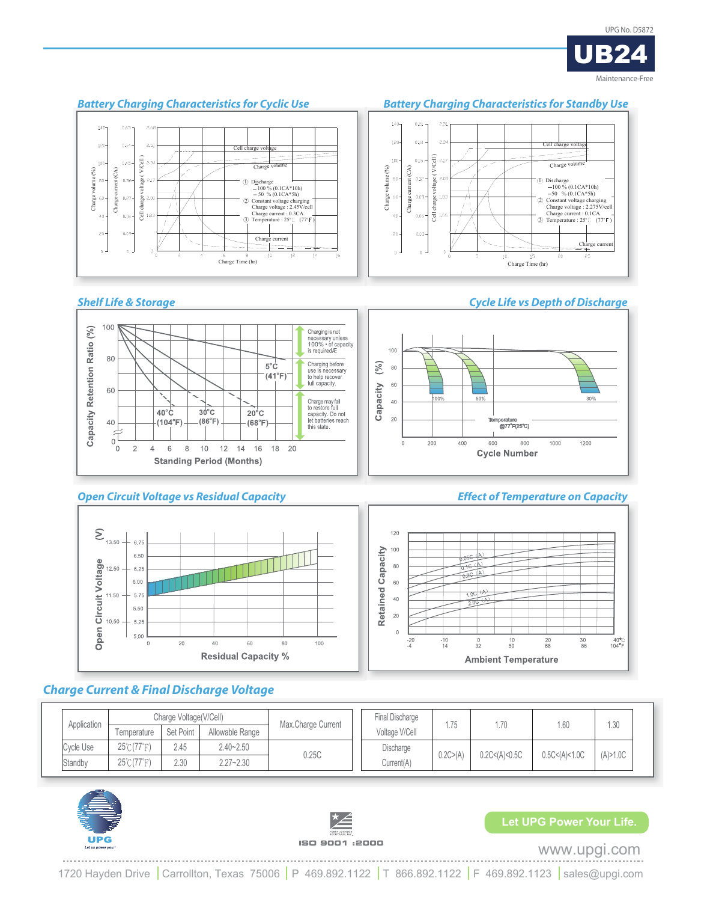UPG No. D5872

# UB24

Maintenance-Free

## Battery Charging Characteristics for Cyclic Use

Cell charge voltage
Charge volume
① Discharge
—100 % (0.1CA*10h)
-- 50 % (0.1CA*5h)
② Constant voltage charging
Charge voltage : 2.45V/cell
Charge current : 0.3CA
③ Temperature : 25°C (77°F)
Charge current
Charge volume (%)
Charge current (CA)
Cell charge voltage ( V/Cell )
Charge Time (hr)

## Battery Charging Characteristics for Standby Use

Cell charge voltage
Charge volume
① Discharge
—100 % (0.1CA*10h)
-- 50 % (0.1CA*5h)
② Constant voltage charging
Charge voltage : 2.275V/cell
Charge current : 0.1CA
③ Temperature : 25°C (77°F)
Charge current
Charge volume (%)
Charge current (CA)
Cell charge voltage ( V/Cell )
Charge Time (hr)

## Shelf Life & Storage

Capacity Retention Ratio (%)
Standing Period (Months)
5°C (41°F)
40°C (104°F)
30°C (86°F)
20°C (68°F)
Charging is not necessary unless 100% of capacity is required.
Charging before use is necessary to help recover full capacity.
Charge may fail to restore full capacity. Do not let batteries reach this state.

## Cycle Life vs Depth of Discharge

Capacity (%)
Cycle Number
100%
50%
30%
Temperature @77°F(25°C)

## Open Circuit Voltage vs Residual Capacity

Open Circuit Voltage (V)
Residual Capacity %

## Effect of Temperature on Capacity

Retained Capacity
Ambient Temperature
0.05C (A)
0.1C (A)
0.2C (A)
1.0C (A)
2.0C (A)

## Charge Current & Final Discharge Voltage

| Application | Charge Voltage(V/Cell) | | | Max.Charge Current |
|---|---|---|---|---|
| | Temperature | Set Point | Allowable Range | |
| Cycle Use | 25℃(77℉) | 2.45 | 2.40~2.50 | 0.25C |
| Standby | 25℃(77℉) | 2.30 | 2.27~2.30 | |

| Final Discharge Voltage V/Cell | 1.75 | 1.70 | 1.60 | 1.30 |
|---|---|---|---|---|
| Discharge Current(A) | 0.2C>(A) | 0.2C<(A)<0.5C | 0.5C<(A)<1.0C | (A)>1.0C |

UPG Let us power you.

ISO 9001 :2000

Let UPG Power Your Life.

www.upgi.com

1720 Hayden Drive | Carrollton, Texas 75006 | P 469.892.1122 | T 866.892.1122 | F 469.892.1123 | sales@upgi.com